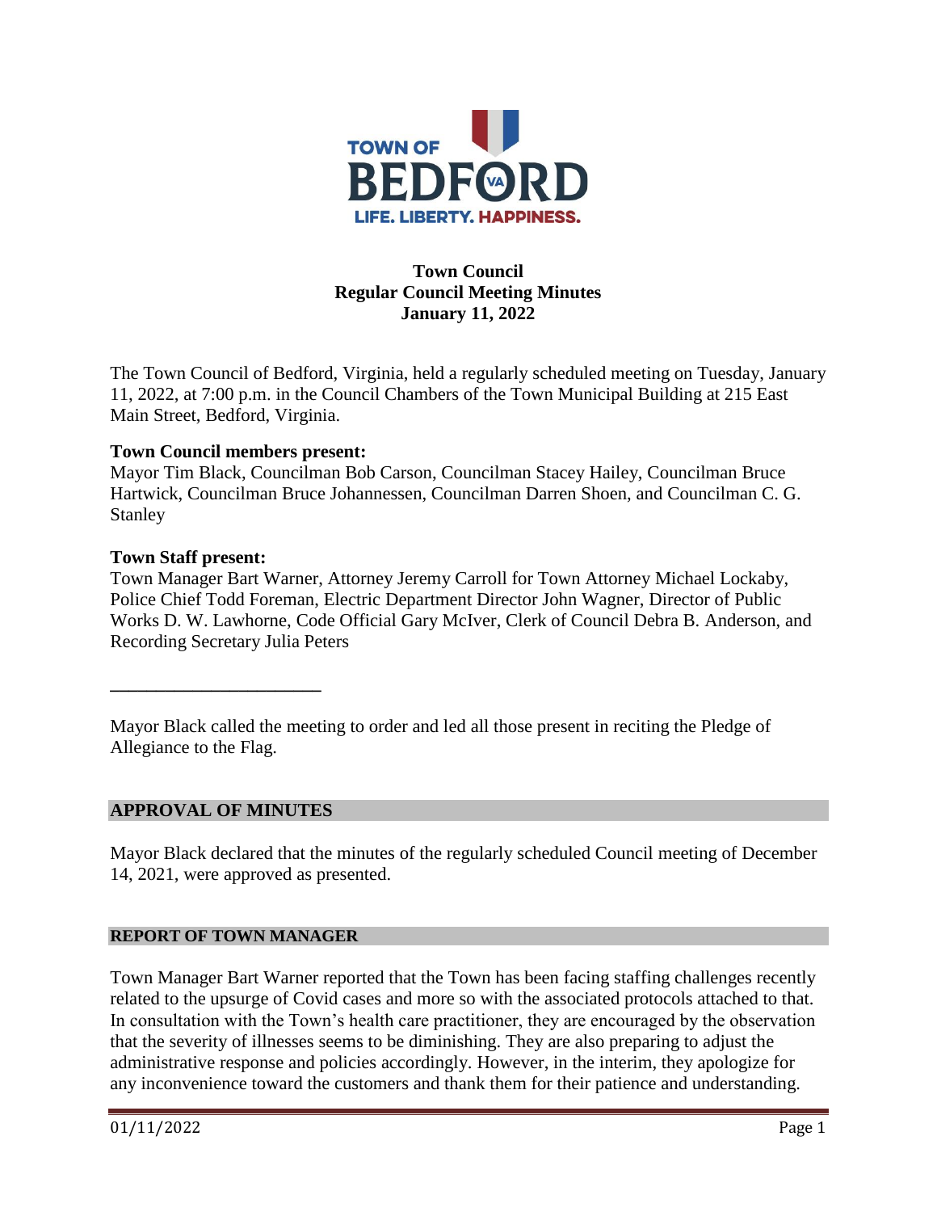**Town Council**
**Regular Council Meeting Minutes**
**January 11, 2022**

The Town Council of Bedford, Virginia, held a regularly scheduled meeting on Tuesday, January 11, 2022, at 7:00 p.m. in the Council Chambers of the Town Municipal Building at 215 East Main Street, Bedford, Virginia.

**Town Council members present:**
Mayor Tim Black, Councilman Bob Carson, Councilman Stacey Hailey, Councilman Bruce Hartwick, Councilman Bruce Johannessen, Councilman Darren Shoen, and Councilman C. G. Stanley

**Town Staff present:**
Town Manager Bart Warner, Attorney Jeremy Carroll for Town Attorney Michael Lockaby, Police Chief Todd Foreman, Electric Department Director John Wagner, Director of Public Works D. W. Lawhorne, Code Official Gary McIver, Clerk of Council Debra B. Anderson, and Recording Secretary Julia Peters

---

Mayor Black called the meeting to order and led all those present in reciting the Pledge of Allegiance to the Flag.

## APPROVAL OF MINUTES

Mayor Black declared that the minutes of the regularly scheduled Council meeting of December 14, 2021, were approved as presented.

## REPORT OF TOWN MANAGER

Town Manager Bart Warner reported that the Town has been facing staffing challenges recently related to the upsurge of Covid cases and more so with the associated protocols attached to that. In consultation with the Town's health care practitioner, they are encouraged by the observation that the severity of illnesses seems to be diminishing. They are also preparing to adjust the administrative response and policies accordingly. However, in the interim, they apologize for any inconvenience toward the customers and thank them for their patience and understanding.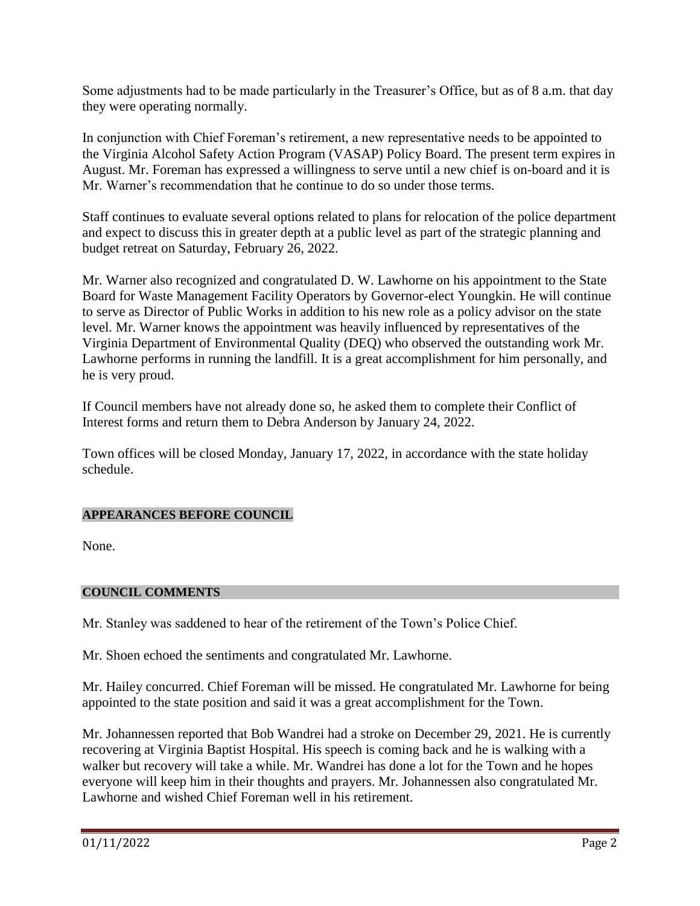Some adjustments had to be made particularly in the Treasurer's Office, but as of 8 a.m. that day they were operating normally.

In conjunction with Chief Foreman's retirement, a new representative needs to be appointed to the Virginia Alcohol Safety Action Program (VASAP) Policy Board. The present term expires in August. Mr. Foreman has expressed a willingness to serve until a new chief is on-board and it is Mr. Warner's recommendation that he continue to do so under those terms.

Staff continues to evaluate several options related to plans for relocation of the police department and expect to discuss this in greater depth at a public level as part of the strategic planning and budget retreat on Saturday, February 26, 2022.

Mr. Warner also recognized and congratulated D. W. Lawhorne on his appointment to the State Board for Waste Management Facility Operators by Governor-elect Youngkin. He will continue to serve as Director of Public Works in addition to his new role as a policy advisor on the state level. Mr. Warner knows the appointment was heavily influenced by representatives of the Virginia Department of Environmental Quality (DEQ) who observed the outstanding work Mr. Lawhorne performs in running the landfill. It is a great accomplishment for him personally, and he is very proud.

If Council members have not already done so, he asked them to complete their Conflict of Interest forms and return them to Debra Anderson by January 24, 2022.

Town offices will be closed Monday, January 17, 2022, in accordance with the state holiday schedule.

## APPEARANCES BEFORE COUNCIL

None.

## COUNCIL COMMENTS

Mr. Stanley was saddened to hear of the retirement of the Town's Police Chief.

Mr. Shoen echoed the sentiments and congratulated Mr. Lawhorne.

Mr. Hailey concurred. Chief Foreman will be missed. He congratulated Mr. Lawhorne for being appointed to the state position and said it was a great accomplishment for the Town.

Mr. Johannessen reported that Bob Wandrei had a stroke on December 29, 2021. He is currently recovering at Virginia Baptist Hospital. His speech is coming back and he is walking with a walker but recovery will take a while. Mr. Wandrei has done a lot for the Town and he hopes everyone will keep him in their thoughts and prayers. Mr. Johannessen also congratulated Mr. Lawhorne and wished Chief Foreman well in his retirement.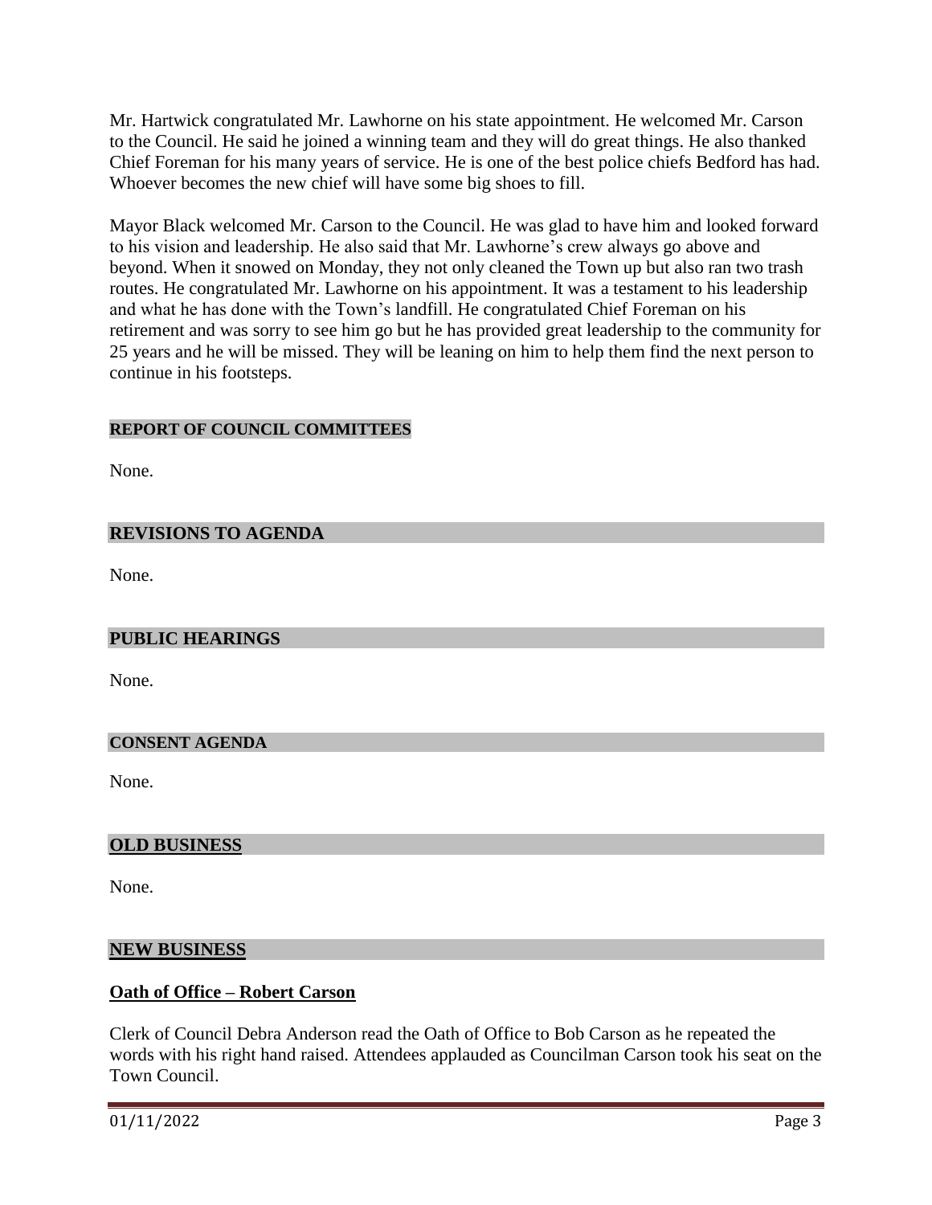Mr. Hartwick congratulated Mr. Lawhorne on his state appointment. He welcomed Mr. Carson to the Council. He said he joined a winning team and they will do great things. He also thanked Chief Foreman for his many years of service. He is one of the best police chiefs Bedford has had. Whoever becomes the new chief will have some big shoes to fill.

Mayor Black welcomed Mr. Carson to the Council. He was glad to have him and looked forward to his vision and leadership. He also said that Mr. Lawhorne's crew always go above and beyond. When it snowed on Monday, they not only cleaned the Town up but also ran two trash routes. He congratulated Mr. Lawhorne on his appointment. It was a testament to his leadership and what he has done with the Town's landfill. He congratulated Chief Foreman on his retirement and was sorry to see him go but he has provided great leadership to the community for 25 years and he will be missed. They will be leaning on him to help them find the next person to continue in his footsteps.

## REPORT OF COUNCIL COMMITTEES

None.

## REVISIONS TO AGENDA

None.

## PUBLIC HEARINGS

None.

## CONSENT AGENDA

None.

## OLD BUSINESS

None.

## NEW BUSINESS

### Oath of Office – Robert Carson

Clerk of Council Debra Anderson read the Oath of Office to Bob Carson as he repeated the words with his right hand raised. Attendees applauded as Councilman Carson took his seat on the Town Council.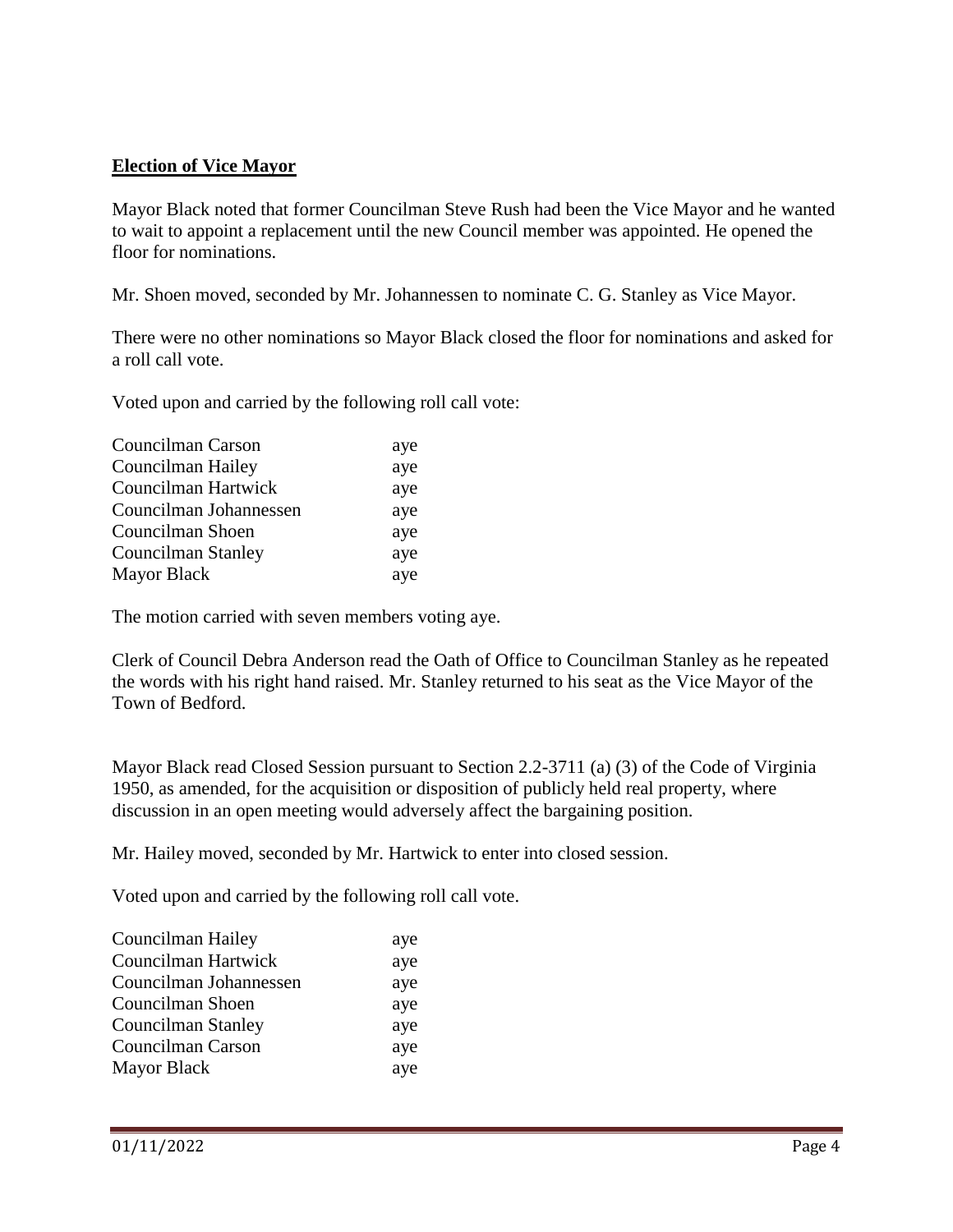**Election of Vice Mayor**

Mayor Black noted that former Councilman Steve Rush had been the Vice Mayor and he wanted to wait to appoint a replacement until the new Council member was appointed. He opened the floor for nominations.

Mr. Shoen moved, seconded by Mr. Johannessen to nominate C. G. Stanley as Vice Mayor.

There were no other nominations so Mayor Black closed the floor for nominations and asked for a roll call vote.

Voted upon and carried by the following roll call vote:

| | |
|---|---|
| Councilman Carson | aye |
| Councilman Hailey | aye |
| Councilman Hartwick | aye |
| Councilman Johannessen | aye |
| Councilman Shoen | aye |
| Councilman Stanley | aye |
| Mayor Black | aye |

The motion carried with seven members voting aye.

Clerk of Council Debra Anderson read the Oath of Office to Councilman Stanley as he repeated the words with his right hand raised. Mr. Stanley returned to his seat as the Vice Mayor of the Town of Bedford.

Mayor Black read Closed Session pursuant to Section 2.2-3711 (a) (3) of the Code of Virginia 1950, as amended, for the acquisition or disposition of publicly held real property, where discussion in an open meeting would adversely affect the bargaining position.

Mr. Hailey moved, seconded by Mr. Hartwick to enter into closed session.

Voted upon and carried by the following roll call vote.

| | |
|---|---|
| Councilman Hailey | aye |
| Councilman Hartwick | aye |
| Councilman Johannessen | aye |
| Councilman Shoen | aye |
| Councilman Stanley | aye |
| Councilman Carson | aye |
| Mayor Black | aye |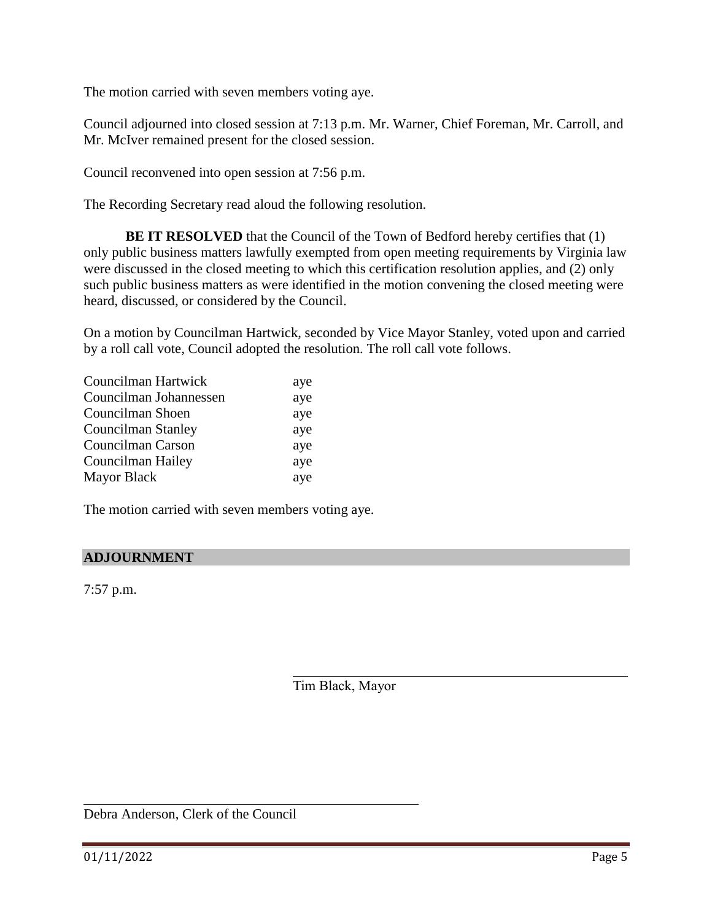The motion carried with seven members voting aye.

Council adjourned into closed session at 7:13 p.m. Mr. Warner, Chief Foreman, Mr. Carroll, and Mr. McIver remained present for the closed session.

Council reconvened into open session at 7:56 p.m.

The Recording Secretary read aloud the following resolution.

**BE IT RESOLVED** that the Council of the Town of Bedford hereby certifies that (1) only public business matters lawfully exempted from open meeting requirements by Virginia law were discussed in the closed meeting to which this certification resolution applies, and (2) only such public business matters as were identified in the motion convening the closed meeting were heard, discussed, or considered by the Council.

On a motion by Councilman Hartwick, seconded by Vice Mayor Stanley, voted upon and carried by a roll call vote, Council adopted the resolution. The roll call vote follows.

| | |
|---|---|
| Councilman Hartwick | aye |
| Councilman Johannessen | aye |
| Councilman Shoen | aye |
| Councilman Stanley | aye |
| Councilman Carson | aye |
| Councilman Hailey | aye |
| Mayor Black | aye |

The motion carried with seven members voting aye.

## ADJOURNMENT

7:57 p.m.

Tim Black, Mayor

Debra Anderson, Clerk of the Council